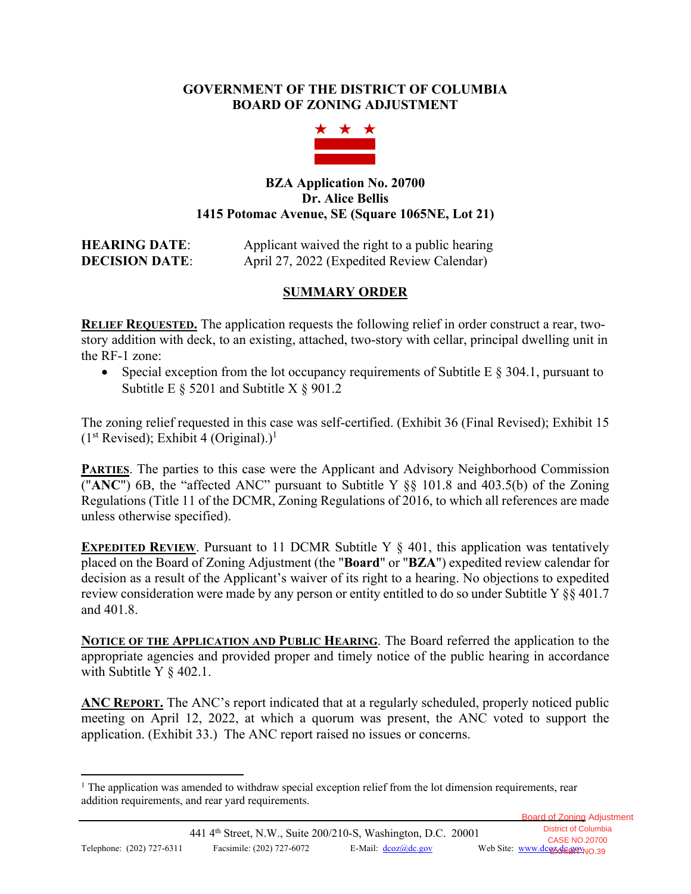**GOVERNMENT OF THE DISTRICT OF COLUMBIA**
**BOARD OF ZONING ADJUSTMENT**

**BZA Application No. 20700**
**Dr. Alice Bellis**
**1415 Potomac Avenue, SE (Square 1065NE, Lot 21)**

**HEARING DATE**: Applicant waived the right to a public hearing
**DECISION DATE**: April 27, 2022 (Expedited Review Calendar)

## SUMMARY ORDER

**RELIEF REQUESTED.** The application requests the following relief in order construct a rear, two-story addition with deck, to an existing, attached, two-story with cellar, principal dwelling unit in the RF-1 zone:

- Special exception from the lot occupancy requirements of Subtitle E § 304.1, pursuant to Subtitle E § 5201 and Subtitle X § 901.2

The zoning relief requested in this case was self-certified. (Exhibit 36 (Final Revised); Exhibit 15 (1st Revised); Exhibit 4 (Original).)[1]

**PARTIES**. The parties to this case were the Applicant and Advisory Neighborhood Commission ("**ANC**") 6B, the "affected ANC" pursuant to Subtitle Y §§ 101.8 and 403.5(b) of the Zoning Regulations (Title 11 of the DCMR, Zoning Regulations of 2016, to which all references are made unless otherwise specified).

**EXPEDITED REVIEW**. Pursuant to 11 DCMR Subtitle Y § 401, this application was tentatively placed on the Board of Zoning Adjustment (the "**Board**" or "**BZA**") expedited review calendar for decision as a result of the Applicant's waiver of its right to a hearing. No objections to expedited review consideration were made by any person or entity entitled to do so under Subtitle Y §§ 401.7 and 401.8.

**NOTICE OF THE APPLICATION AND PUBLIC HEARING**. The Board referred the application to the appropriate agencies and provided proper and timely notice of the public hearing in accordance with Subtitle Y § 402.1.

**ANC REPORT.** The ANC's report indicated that at a regularly scheduled, properly noticed public meeting on April 12, 2022, at which a quorum was present, the ANC voted to support the application. (Exhibit 33.) The ANC report raised no issues or concerns.

---

[1] The application was amended to withdraw special exception relief from the lot dimension requirements, rear addition requirements, and rear yard requirements.

441 4th Street, N.W., Suite 200/210-S, Washington, D.C. 20001
Telephone: (202) 727-6311 Facsimile: (202) 727-6072 E-Mail: dcoz@dc.gov Web Site: www.dcoz.dc.gov

Board of Zoning Adjustment
District of Columbia
CASE NO.20700
EXHIBIT NO.39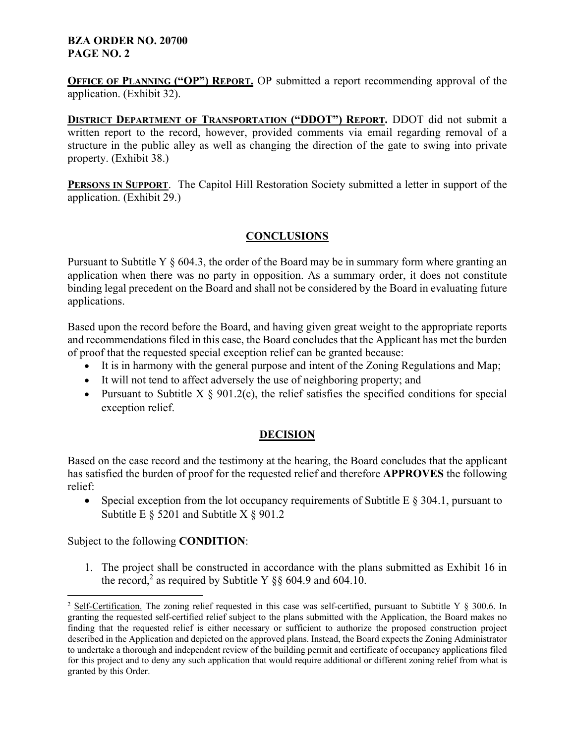**OFFICE OF PLANNING ("OP") REPORT.** OP submitted a report recommending approval of the application. (Exhibit 32).

**DISTRICT DEPARTMENT OF TRANSPORTATION ("DDOT") REPORT.** DDOT did not submit a written report to the record, however, provided comments via email regarding removal of a structure in the public alley as well as changing the direction of the gate to swing into private property. (Exhibit 38.)

**PERSONS IN SUPPORT**. The Capitol Hill Restoration Society submitted a letter in support of the application. (Exhibit 29.)

## CONCLUSIONS

Pursuant to Subtitle Y § 604.3, the order of the Board may be in summary form where granting an application when there was no party in opposition. As a summary order, it does not constitute binding legal precedent on the Board and shall not be considered by the Board in evaluating future applications.

Based upon the record before the Board, and having given great weight to the appropriate reports and recommendations filed in this case, the Board concludes that the Applicant has met the burden of proof that the requested special exception relief can be granted because:

- It is in harmony with the general purpose and intent of the Zoning Regulations and Map;
- It will not tend to affect adversely the use of neighboring property; and
- Pursuant to Subtitle X § 901.2(c), the relief satisfies the specified conditions for special exception relief.

## DECISION

Based on the case record and the testimony at the hearing, the Board concludes that the applicant has satisfied the burden of proof for the requested relief and therefore **APPROVES** the following relief:

- Special exception from the lot occupancy requirements of Subtitle E § 304.1, pursuant to Subtitle E § 5201 and Subtitle X § 901.2

Subject to the following **CONDITION**:

1. The project shall be constructed in accordance with the plans submitted as Exhibit 16 in the record,[2] as required by Subtitle Y §§ 604.9 and 604.10.

[2] Self-Certification. The zoning relief requested in this case was self-certified, pursuant to Subtitle Y § 300.6. In granting the requested self-certified relief subject to the plans submitted with the Application, the Board makes no finding that the requested relief is either necessary or sufficient to authorize the proposed construction project described in the Application and depicted on the approved plans. Instead, the Board expects the Zoning Administrator to undertake a thorough and independent review of the building permit and certificate of occupancy applications filed for this project and to deny any such application that would require additional or different zoning relief from what is granted by this Order.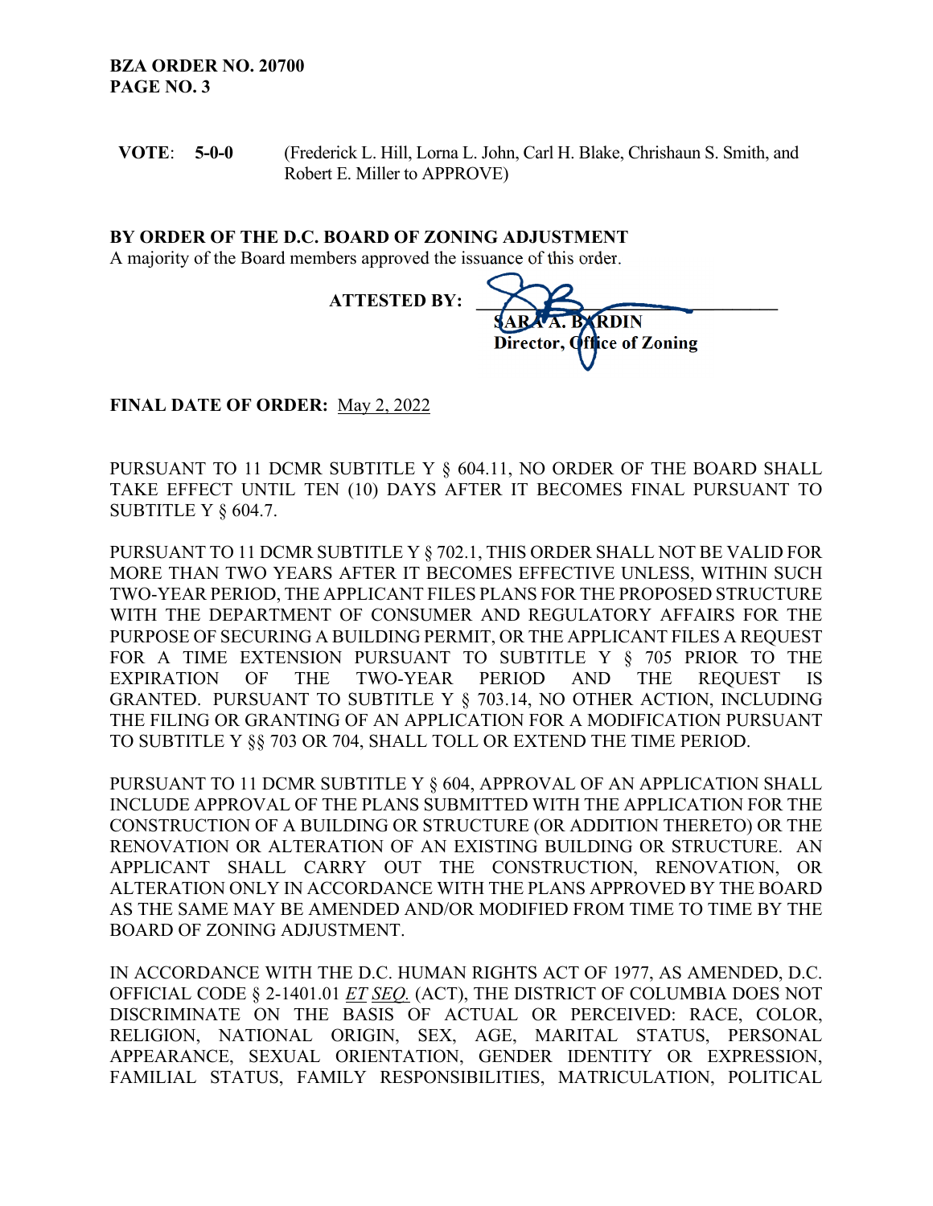**VOTE**: **5-0-0** (Frederick L. Hill, Lorna L. John, Carl H. Blake, Chrishaun S. Smith, and Robert E. Miller to APPROVE)

**BY ORDER OF THE D.C. BOARD OF ZONING ADJUSTMENT**
A majority of the Board members approved the issuance of this order.

**ATTESTED BY:** ______________________________
**SARA A. BARDIN**
**Director, Office of Zoning**

**FINAL DATE OF ORDER:** May 2, 2022

PURSUANT TO 11 DCMR SUBTITLE Y § 604.11, NO ORDER OF THE BOARD SHALL TAKE EFFECT UNTIL TEN (10) DAYS AFTER IT BECOMES FINAL PURSUANT TO SUBTITLE Y § 604.7.

PURSUANT TO 11 DCMR SUBTITLE Y § 702.1, THIS ORDER SHALL NOT BE VALID FOR MORE THAN TWO YEARS AFTER IT BECOMES EFFECTIVE UNLESS, WITHIN SUCH TWO-YEAR PERIOD, THE APPLICANT FILES PLANS FOR THE PROPOSED STRUCTURE WITH THE DEPARTMENT OF CONSUMER AND REGULATORY AFFAIRS FOR THE PURPOSE OF SECURING A BUILDING PERMIT, OR THE APPLICANT FILES A REQUEST FOR A TIME EXTENSION PURSUANT TO SUBTITLE Y § 705 PRIOR TO THE EXPIRATION OF THE TWO-YEAR PERIOD AND THE REQUEST IS GRANTED. PURSUANT TO SUBTITLE Y § 703.14, NO OTHER ACTION, INCLUDING THE FILING OR GRANTING OF AN APPLICATION FOR A MODIFICATION PURSUANT TO SUBTITLE Y §§ 703 OR 704, SHALL TOLL OR EXTEND THE TIME PERIOD.

PURSUANT TO 11 DCMR SUBTITLE Y § 604, APPROVAL OF AN APPLICATION SHALL INCLUDE APPROVAL OF THE PLANS SUBMITTED WITH THE APPLICATION FOR THE CONSTRUCTION OF A BUILDING OR STRUCTURE (OR ADDITION THERETO) OR THE RENOVATION OR ALTERATION OF AN EXISTING BUILDING OR STRUCTURE. AN APPLICANT SHALL CARRY OUT THE CONSTRUCTION, RENOVATION, OR ALTERATION ONLY IN ACCORDANCE WITH THE PLANS APPROVED BY THE BOARD AS THE SAME MAY BE AMENDED AND/OR MODIFIED FROM TIME TO TIME BY THE BOARD OF ZONING ADJUSTMENT.

IN ACCORDANCE WITH THE D.C. HUMAN RIGHTS ACT OF 1977, AS AMENDED, D.C. OFFICIAL CODE § 2-1401.01 *ET SEQ.* (ACT), THE DISTRICT OF COLUMBIA DOES NOT DISCRIMINATE ON THE BASIS OF ACTUAL OR PERCEIVED: RACE, COLOR, RELIGION, NATIONAL ORIGIN, SEX, AGE, MARITAL STATUS, PERSONAL APPEARANCE, SEXUAL ORIENTATION, GENDER IDENTITY OR EXPRESSION, FAMILIAL STATUS, FAMILY RESPONSIBILITIES, MATRICULATION, POLITICAL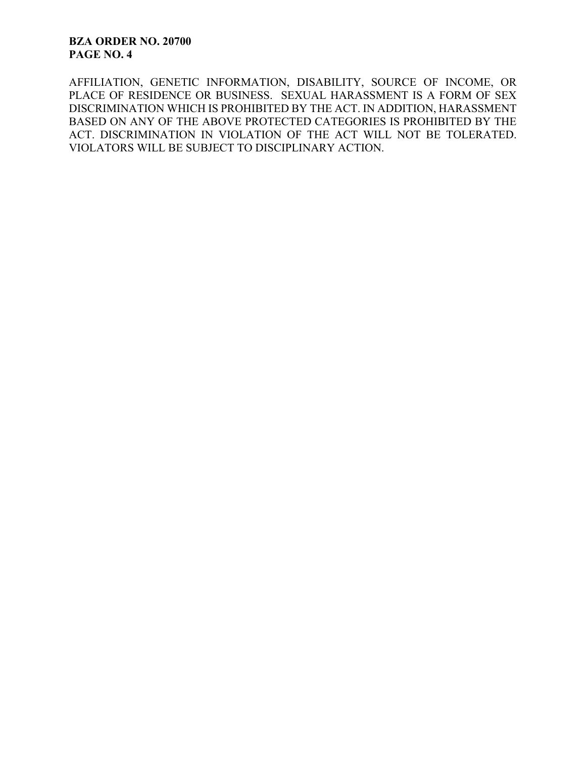AFFILIATION, GENETIC INFORMATION, DISABILITY, SOURCE OF INCOME, OR PLACE OF RESIDENCE OR BUSINESS. SEXUAL HARASSMENT IS A FORM OF SEX DISCRIMINATION WHICH IS PROHIBITED BY THE ACT. IN ADDITION, HARASSMENT BASED ON ANY OF THE ABOVE PROTECTED CATEGORIES IS PROHIBITED BY THE ACT. DISCRIMINATION IN VIOLATION OF THE ACT WILL NOT BE TOLERATED. VIOLATORS WILL BE SUBJECT TO DISCIPLINARY ACTION.